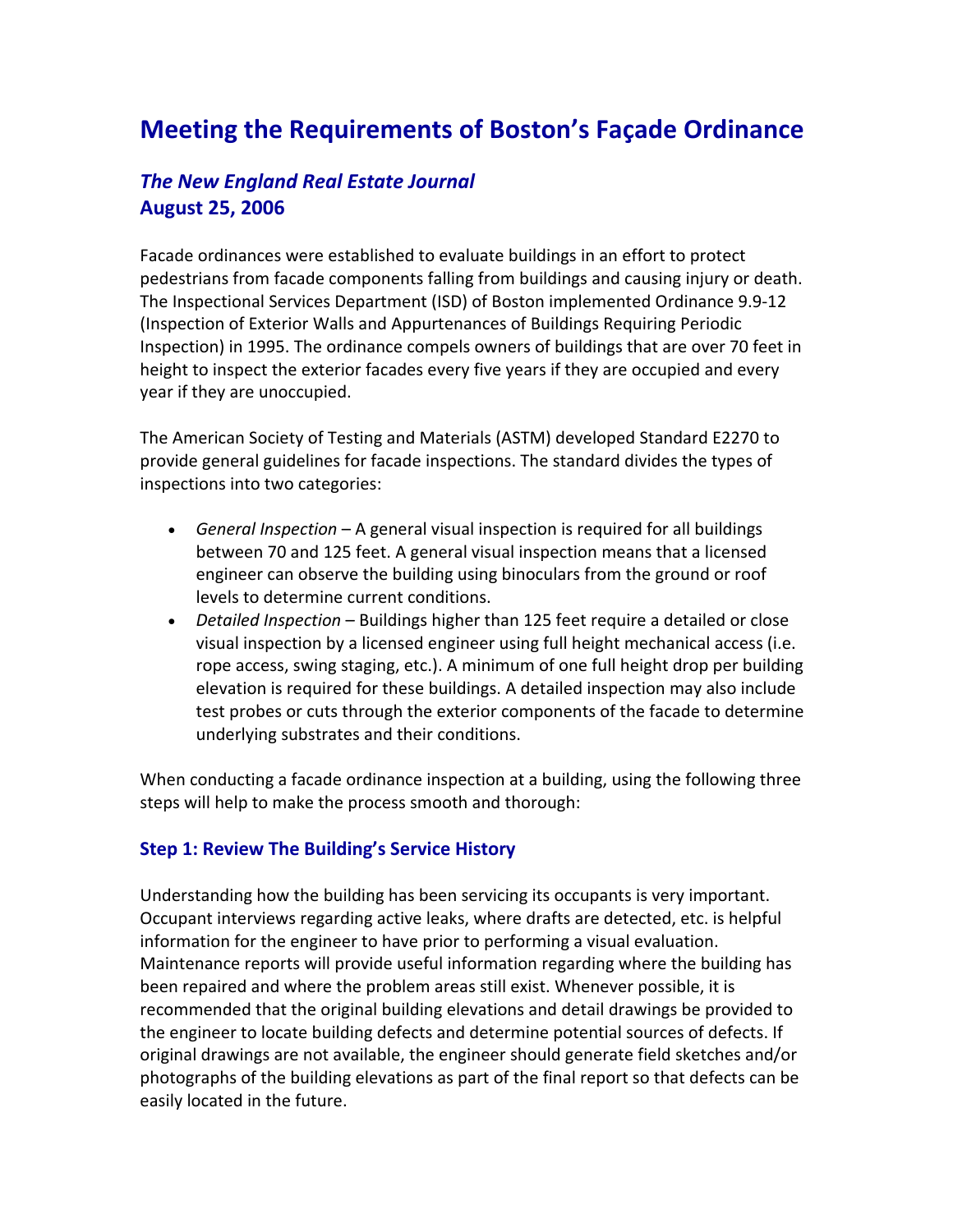# Meeting the Requirements of Boston's Façade Ordinance

### *The New England Real Estate Journal*
### August 25, 2006

Facade ordinances were established to evaluate buildings in an effort to protect pedestrians from facade components falling from buildings and causing injury or death. The Inspectional Services Department (ISD) of Boston implemented Ordinance 9.9-12 (Inspection of Exterior Walls and Appurtenances of Buildings Requiring Periodic Inspection) in 1995. The ordinance compels owners of buildings that are over 70 feet in height to inspect the exterior facades every five years if they are occupied and every year if they are unoccupied.

The American Society of Testing and Materials (ASTM) developed Standard E2270 to provide general guidelines for facade inspections. The standard divides the types of inspections into two categories:

- *General Inspection* – A general visual inspection is required for all buildings between 70 and 125 feet. A general visual inspection means that a licensed engineer can observe the building using binoculars from the ground or roof levels to determine current conditions.
- *Detailed Inspection* – Buildings higher than 125 feet require a detailed or close visual inspection by a licensed engineer using full height mechanical access (i.e. rope access, swing staging, etc.). A minimum of one full height drop per building elevation is required for these buildings. A detailed inspection may also include test probes or cuts through the exterior components of the facade to determine underlying substrates and their conditions.

When conducting a facade ordinance inspection at a building, using the following three steps will help to make the process smooth and thorough:

### Step 1: Review The Building's Service History

Understanding how the building has been servicing its occupants is very important. Occupant interviews regarding active leaks, where drafts are detected, etc. is helpful information for the engineer to have prior to performing a visual evaluation. Maintenance reports will provide useful information regarding where the building has been repaired and where the problem areas still exist. Whenever possible, it is recommended that the original building elevations and detail drawings be provided to the engineer to locate building defects and determine potential sources of defects. If original drawings are not available, the engineer should generate field sketches and/or photographs of the building elevations as part of the final report so that defects can be easily located in the future.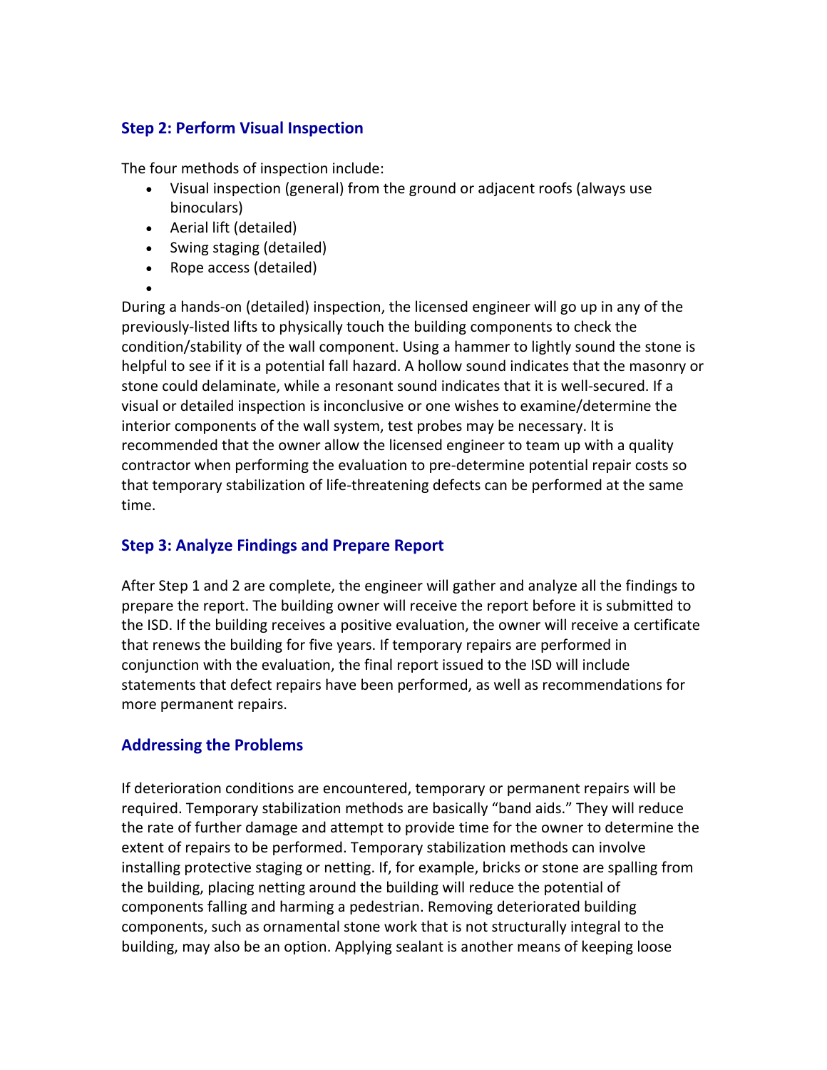### Step 2: Perform Visual Inspection

The four methods of inspection include:

- Visual inspection (general) from the ground or adjacent roofs (always use binoculars)
- Aerial lift (detailed)
- Swing staging (detailed)
- Rope access (detailed)

During a hands-on (detailed) inspection, the licensed engineer will go up in any of the previously-listed lifts to physically touch the building components to check the condition/stability of the wall component. Using a hammer to lightly sound the stone is helpful to see if it is a potential fall hazard. A hollow sound indicates that the masonry or stone could delaminate, while a resonant sound indicates that it is well-secured. If a visual or detailed inspection is inconclusive or one wishes to examine/determine the interior components of the wall system, test probes may be necessary. It is recommended that the owner allow the licensed engineer to team up with a quality contractor when performing the evaluation to pre-determine potential repair costs so that temporary stabilization of life-threatening defects can be performed at the same time.

### Step 3: Analyze Findings and Prepare Report

After Step 1 and 2 are complete, the engineer will gather and analyze all the findings to prepare the report. The building owner will receive the report before it is submitted to the ISD. If the building receives a positive evaluation, the owner will receive a certificate that renews the building for five years. If temporary repairs are performed in conjunction with the evaluation, the final report issued to the ISD will include statements that defect repairs have been performed, as well as recommendations for more permanent repairs.

### Addressing the Problems

If deterioration conditions are encountered, temporary or permanent repairs will be required. Temporary stabilization methods are basically "band aids." They will reduce the rate of further damage and attempt to provide time for the owner to determine the extent of repairs to be performed. Temporary stabilization methods can involve installing protective staging or netting. If, for example, bricks or stone are spalling from the building, placing netting around the building will reduce the potential of components falling and harming a pedestrian. Removing deteriorated building components, such as ornamental stone work that is not structurally integral to the building, may also be an option. Applying sealant is another means of keeping loose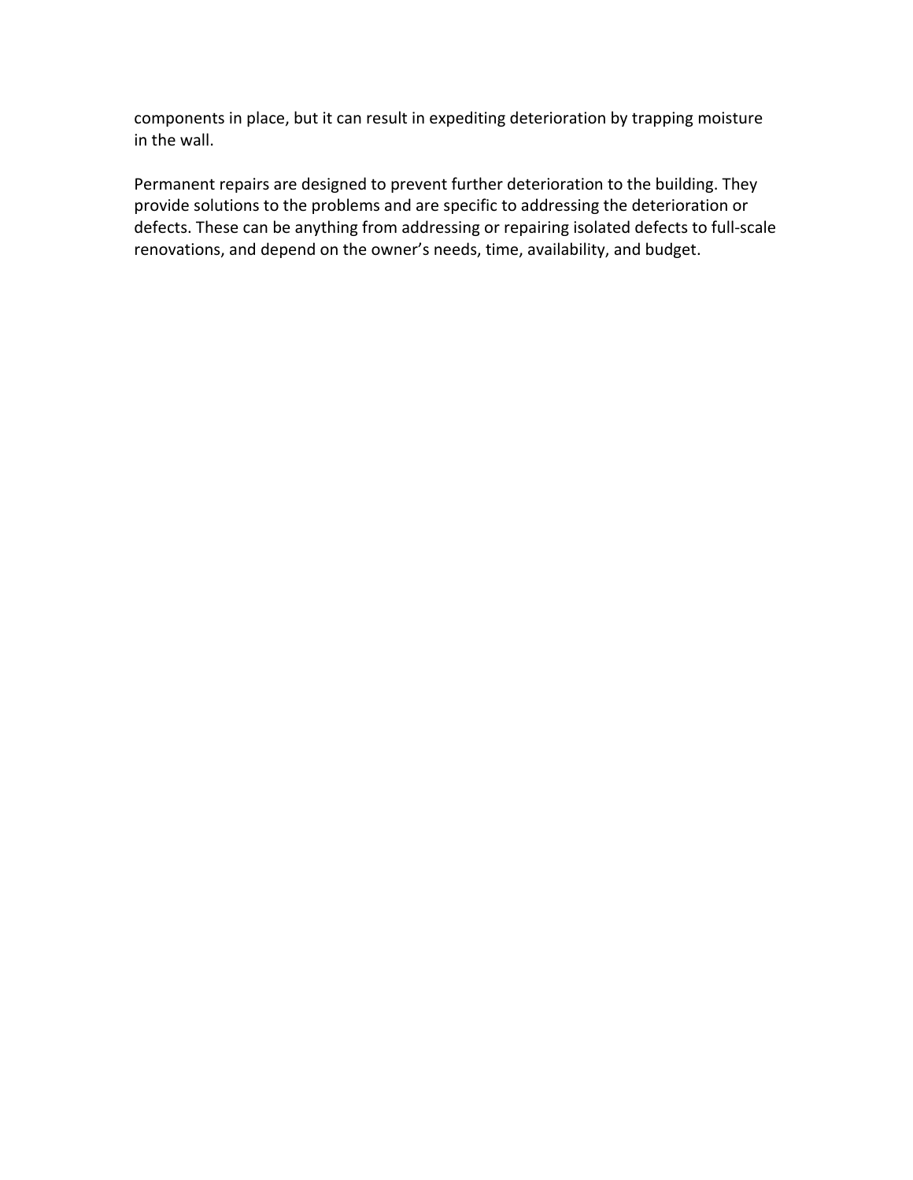components in place, but it can result in expediting deterioration by trapping moisture in the wall.

Permanent repairs are designed to prevent further deterioration to the building. They provide solutions to the problems and are specific to addressing the deterioration or defects. These can be anything from addressing or repairing isolated defects to full-scale renovations, and depend on the owner's needs, time, availability, and budget.